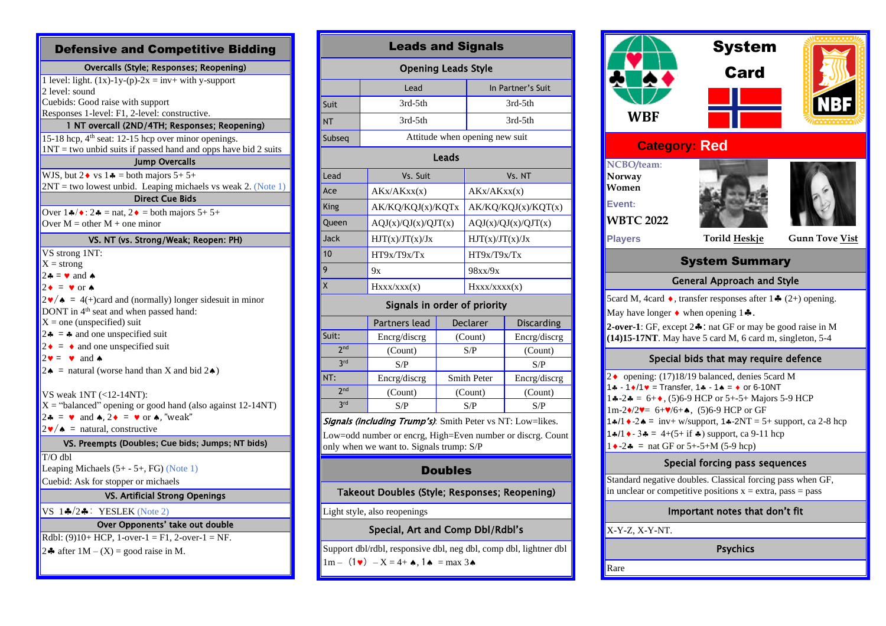# Defensive and Competitive Bidding

## Overcalls (Style; Responses; Reopening)

1 level: light. (1x)-1y-(p)-2x = inv+ with y-support
2 level: sound
Cuebids: Good raise with support
Responses 1-level: F1, 2-level: constructive.

## 1 NT overcall (2ND/4TH; Responses; Reopening)

15-18 hcp, 4th seat: 12-15 hcp over minor openings.
1NT = two unbid suits if passed hand and opps have bid 2 suits

## Jump Overcalls

WJS, but 2♦ vs 1♣ = both majors 5+ 5+
2NT = two lowest unbid. Leaping michaels vs weak 2. (Note 1)

## Direct Cue Bids

Over 1♣/♦: 2♣ = nat, 2♦ = both majors 5+ 5+
Over M = other M + one minor

## VS. NT (vs. Strong/Weak; Reopen: PH)

VS strong 1NT:
X = strong
2♣ = ♥ and ♠
2♦ = ♥ or ♠
2♥/♠ = 4(+)card and (normally) longer sidesuit in minor
DONT in 4th seat and when passed hand:
X = one (unspecified) suit
2♣ = ♣ and one unspecified suit
2♦ = ♦ and one unspecified suit
2♥ = ♥ and ♠
2♠ = natural (worse hand than X and bid 2♠)

VS weak 1NT (<12-14NT):
X = "balanced" opening or good hand (also against 12-14NT)
2♣ = ♥ and ♠, 2♦ = ♥ or ♠, "weak"
2♥/♠ = natural, constructive

## VS. Preempts (Doubles; Cue bids; Jumps; NT bids)

T/O dbl
Leaping Michaels (5+ - 5+, FG) (Note 1)
Cuebid: Ask for stopper or michaels

## VS. Artificial Strong Openings

VS 1♣/2♣: YESLEK (Note 2)

## Over Opponents' take out double

Rdbl: (9)10+ HCP, 1-over-1 = F1, 2-over-1 = NF.
2♣ after 1M – (X) = good raise in M.

# Leads and Signals

## Opening Leads Style

| | Lead | In Partner's Suit |
|---|---|---|
| Suit | 3rd-5th | 3rd-5th |
| NT | 3rd-5th | 3rd-5th |
| Subseq | Attitude when opening new suit | |

## Leads

| Lead | Vs. Suit | Vs. NT |
|---|---|---|
| Ace | AKx/AKxx(x) | AKx/AKxx(x) |
| King | AK/KQ/KQJ(x)/KQTx | AK/KQ/KQJ(x)/KQT(x) |
| Queen | AQJ(x)/QJ(x)/QJT(x) | AQJ(x)/QJ(x)/QJT(x) |
| Jack | HJT(x)/JT(x)/Jx | HJT(x)/JT(x)/Jx |
| 10 | HT9x/T9x/Tx | HT9x/T9x/Tx |
| 9 | 9x | 98xx/9x |
| X | Hxxx/xxx(x) | Hxxx/xxxx(x) |

## Signals in order of priority

| | Partners lead | Declarer | Discarding |
|---|---|---|---|
| Suit: | Encrg/discrg | (Count) | Encrg/discrg |
| 2nd | (Count) | S/P | (Count) |
| 3rd | S/P | | S/P |
| NT: | Encrg/discrg | Smith Peter | Encrg/discrg |
| 2nd | (Count) | (Count) | (Count) |
| 3rd | S/P | S/P | S/P |

*Signals (including Trump's)*: Smith Peter vs NT: Low=likes.
Low=odd number or encrg, High=Even number or discrg. Count only when we want to. Signals trump: S/P

# Doubles

## Takeout Doubles (Style; Responses; Reopening)

Light style, also reopenings

## Special, Art and Comp Dbl/Rdbl's

Support dbl/rdbl, responsive dbl, neg dbl, comp dbl, lightner dbl
1m – (1♥) – X = 4+ ♠, 1♠ = max 3♠

# System Card

WBF — NBF

## Category: Red

NCBO/team: Norway Women
Event: WBTC 2022
Players: Torild Heskje, Gunn Tove Vist

## System Summary

### General Approach and Style

5card M, 4card ♦, transfer responses after 1♣ (2+) opening.
May have longer ♦ when opening 1♣.
**2-over-1**: GF, except 2♣: nat GF or may be good raise in M
**(14)15-17NT**. May have 5 card M, 6 card m, singleton, 5-4

### Special bids that may require defence

2♦ opening: (17)18/19 balanced, denies 5card M
1♣ - 1♦/1♥ = Transfer, 1♣ - 1♠ = ♦ or 6-10NT
1♣-2♣ = 6+♦, (5)6-9 HCP or 5+-5+ Majors 5-9 HCP
1m-2♦/2♥= 6+♥/6+♠, (5)6-9 HCP or GF
1♣/1♦-2♠ = inv+ w/support, 1♣-2NT = 5+ support, ca 2-8 hcp
1♣/1♦- 3♣ = 4+(5+ if ♣) support, ca 9-11 hcp
1♦-2♣ = nat GF or 5+-5+M (5-9 hcp)

### Special forcing pass sequences

Standard negative doubles. Classical forcing pass when GF, in unclear or competitive positions x = extra, pass = pass

### Important notes that don't fit

X-Y-Z, X-Y-NT.

### Psychics

Rare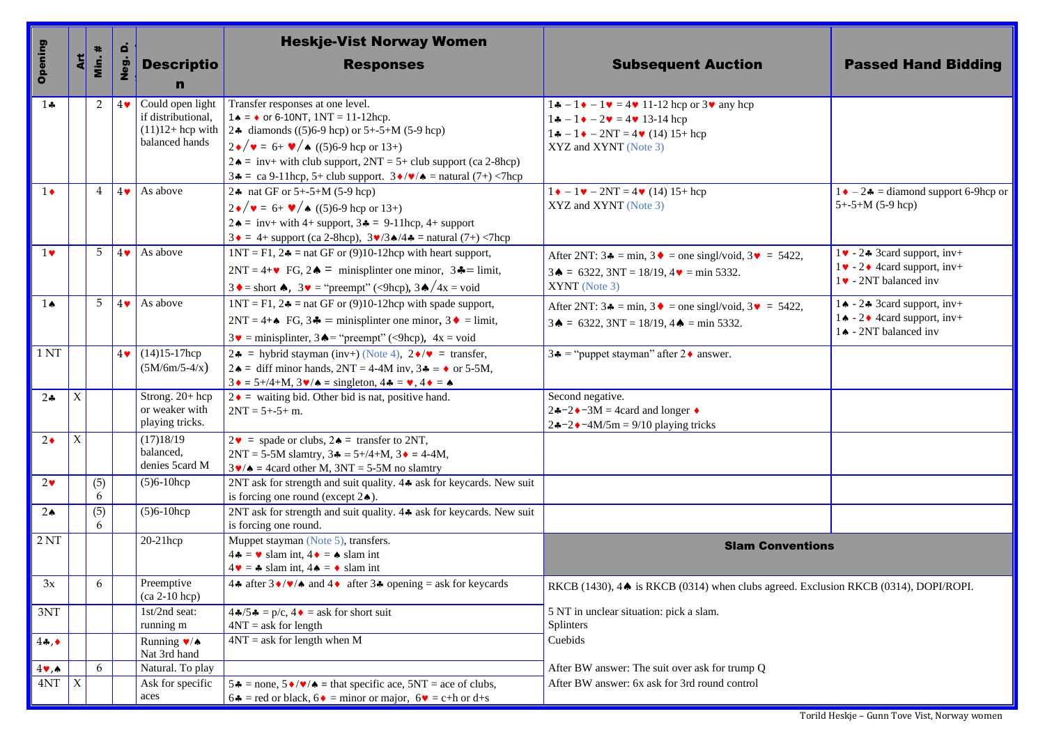| Opening | Art | Min. # | Neg. D. | Description | Heskje-Vist Norway Women Responses | Subsequent Auction | Passed Hand Bidding |
|---|---|---|---|---|---|---|---|
| 1♣ | | 2 | 4♥ | Could open light if distributional, (11)12+ hcp with balanced hands | Transfer responses at one level.<br>1♠ = ♦ or 6-10NT, 1NT = 11-12hcp.<br>2♣ diamonds ((5)6-9 hcp) or 5+-5+M (5-9 hcp)<br>2♦/♥ = 6+ ♥/♠ ((5)6-9 hcp or 13+)<br>2♠ = inv+ with club support, 2NT = 5+ club support (ca 2-8hcp)<br>3♣ = ca 9-11hcp, 5+ club support. 3♦/♥/♠ = natural (7+) <7hcp | 1♣ – 1♦ – 1♥ = 4♥ 11-12 hcp or 3♥ any hcp<br>1♣ – 1♦ – 2♥ = 4♥ 13-14 hcp<br>1♣ – 1♦ – 2NT = 4♥ (14) 15+ hcp<br>XYZ and XYNT (Note 3) | |
| 1♦ | | 4 | 4♥ | As above | 2♣ nat GF or 5+-5+M (5-9 hcp)<br>2♦/♥ = 6+ ♥/♠ ((5)6-9 hcp or 13+)<br>2♠ = inv+ with 4+ support, 3♣ = 9-11hcp, 4+ support<br>3♦ = 4+ support (ca 2-8hcp), 3♥/3♠/4♣ = natural (7+) <7hcp | 1♦ – 1♥ – 2NT = 4♥ (14) 15+ hcp<br>XYZ and XYNT (Note 3) | 1♦ – 2♣ = diamond support 6-9hcp or 5+-5+M (5-9 hcp) |
| 1♥ | | 5 | 4♥ | As above | 1NT = F1, 2♣ = nat GF or (9)10-12hcp with heart support,<br>2NT = 4+♥ FG, 2♠ = minisplinter one minor, 3♣= limit,<br>3♦= short ♠, 3♥ = "preempt" (<9hcp), 3♠/4x = void | After 2NT: 3♣ = min, 3♦ = one singl/void, 3♥ = 5422,<br>3♠ = 6322, 3NT = 18/19, 4♥ = min 5332.<br>XYNT (Note 3) | 1♥ - 2♣ 3card support, inv+<br>1♥ - 2♦ 4card support, inv+<br>1♥ - 2NT balanced inv |
| 1♠ | | 5 | 4♥ | As above | 1NT = F1, 2♣ = nat GF or (9)10-12hcp with spade support,<br>2NT = 4+♠ FG, 3♣ = minisplinter one minor, 3♦ = limit,<br>3♥ = minisplinter, 3♠= "preempt" (<9hcp), 4x = void | After 2NT: 3♣ = min, 3♦ = one singl/void, 3♥ = 5422,<br>3♠ = 6322, 3NT = 18/19, 4♠ = min 5332. | 1♠ - 2♣ 3card support, inv+<br>1♠ - 2♦ 4card support, inv+<br>1♠ - 2NT balanced inv |
| 1 NT | | | 4♥ | (14)15-17hcp (5M/6m/5-4/x) | 2♣ = hybrid stayman (inv+) (Note 4), 2♦/♥ = transfer,<br>2♠ = diff minor hands, 2NT = 4-4M inv, 3♣ = ♦ or 5-5M,<br>3♦ = 5+/4+M, 3♥/♠ = singleton, 4♣ = ♥, 4♦ = ♠ | 3♣ = "puppet stayman" after 2♦ answer. | |
| 2♣ | X | | | Strong. 20+ hcp or weaker with playing tricks. | 2♦ = waiting bid. Other bid is nat, positive hand.<br>2NT = 5+-5+ m. | Second negative.<br>2♣–2♦–3M = 4card and longer ♦<br>2♣–2♦–4M/5m = 9/10 playing tricks | |
| 2♦ | X | | | (17)18/19 balanced, denies 5card M | 2♥ = spade or clubs, 2♠ = transfer to 2NT,<br>2NT = 5-5M slamtry, 3♣ = 5+/4+M, 3♦ = 4-4M,<br>3♥/♠ = 4card other M, 3NT = 5-5M no slamtry | | |
| 2♥ | | (5) 6 | | (5)6-10hcp | 2NT ask for strength and suit quality. 4♣ ask for keycards. New suit is forcing one round (except 2♠). | | |
| 2♠ | | (5) 6 | | (5)6-10hcp | 2NT ask for strength and suit quality. 4♣ ask for keycards. New suit is forcing one round. | | |
| 2 NT | | | | 20-21hcp | Muppet stayman (Note 5), transfers.<br>4♣ = ♥ slam int, 4♦ = ♠ slam int<br>4♥ = ♣ slam int, 4♠ = ♦ slam int | **Slam Conventions** | |
| 3x | | 6 | | Preemptive (ca 2-10 hcp) | 4♣ after 3♦/♥/♠ and 4♦ after 3♣ opening = ask for keycards | RKCB (1430), 4♠ is RKCB (0314) when clubs agreed. Exclusion RKCB (0314), DOPI/ROPI. | |
| 3NT | | | | 1st/2nd seat: running m | 4♣/5♣ = p/c, 4♦ = ask for short suit<br>4NT = ask for length | 5 NT in unclear situation: pick a slam.<br>Splinters | |
| 4♣,♦ | | | | Running ♥/♠<br>Nat 3rd hand | 4NT = ask for length when M | Cuebids | |
| 4♥,♠ | | 6 | | Natural. To play | | After BW answer: The suit over ask for trump Q | |
| 4NT | X | | | Ask for specific aces | 5♣ = none, 5♦/♥/♠ = that specific ace, 5NT = ace of clubs,<br>6♣ = red or black, 6♦ = minor or major, 6♥ = c+h or d+s | After BW answer: 6x ask for 3rd round control | |

Torild Heskje – Gunn Tove Vist, Norway women